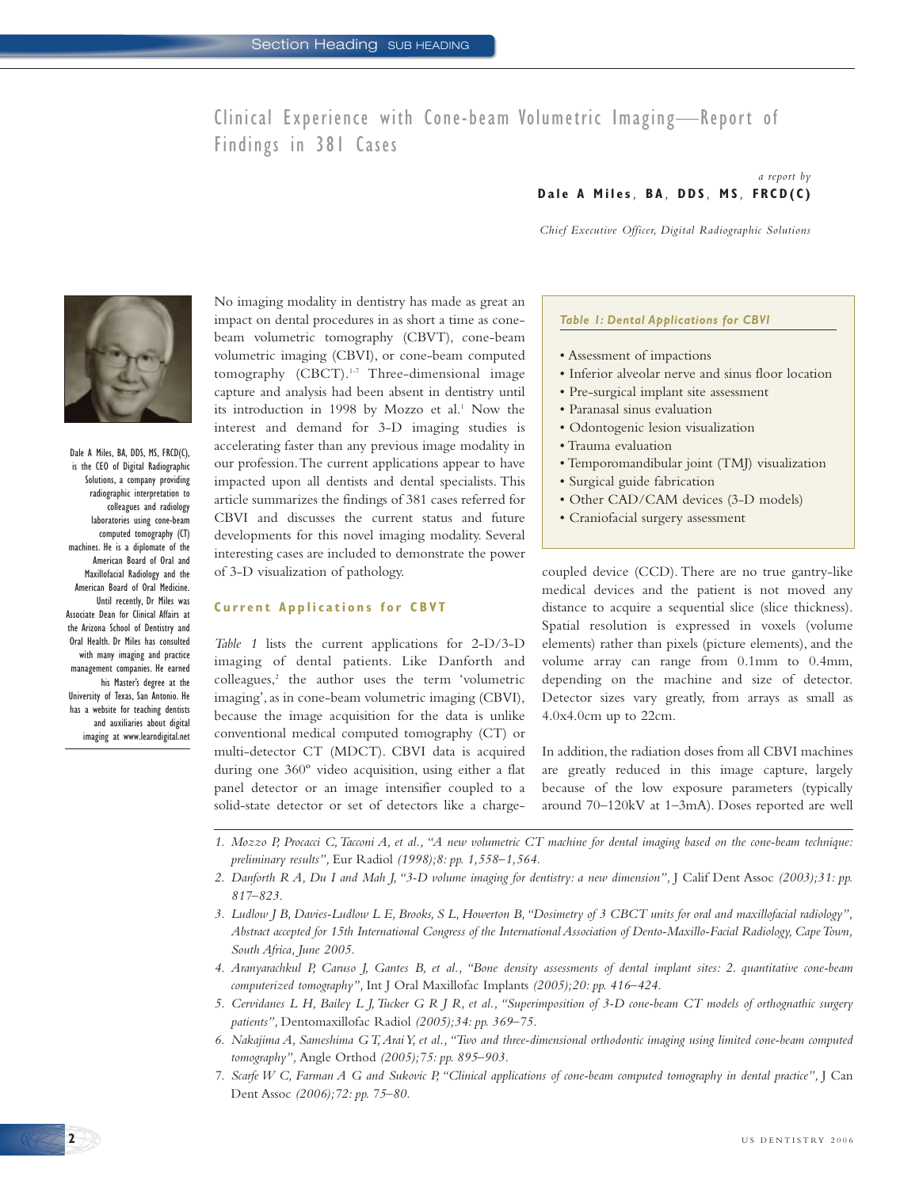# Clinical Experience with Cone-beam Volumetric Imaging—Report of Findings in 381 Cases

*a report by*

**Dale A Miles, BA, DDS, MS, FRCD(C)**

*Chief Executive Officer, Digital Radiographic Solutions*

Dale A Miles, BA, DDS, MS, FRCD(C), is the CEO of Digital Radiographic Solutions, a company providing radiographic interpretation to colleagues and radiology laboratories using cone-beam computed tomography (CT) machines. He is a diplomate of the American Board of Oral and Maxillofacial Radiology and the American Board of Oral Medicine. Until recently, Dr Miles was Associate Dean for Clinical Affairs at the Arizona School of Dentistry and Oral Health. Dr Miles has consulted with many imaging and practice management companies. He earned his Master's degree at the University of Texas, San Antonio. He has a website for teaching dentists and auxiliaries about digital imaging at www.learndigital.net

No imaging modality in dentistry has made as great an impact on dental procedures in as short a time as cone-beam volumetric tomography (CBVT), cone-beam volumetric imaging (CBVI), or cone-beam computed tomography (CBCT).[1–7] Three-dimensional image capture and analysis had been absent in dentistry until its introduction in 1998 by Mozzo et al.[1] Now the interest and demand for 3-D imaging studies is accelerating faster than any previous image modality in our profession. The current applications appear to have impacted upon all dentists and dental specialists. This article summarizes the findings of 381 cases referred for CBVI and discusses the current status and future developments for this novel imaging modality. Several interesting cases are included to demonstrate the power of 3-D visualization of pathology.

## Current Applications for CBVT

*Table 1* lists the current applications for 2-D/3-D imaging of dental patients. Like Danforth and colleagues,[2] the author uses the term 'volumetric imaging', as in cone-beam volumetric imaging (CBVI), because the image acquisition for the data is unlike conventional medical computed tomography (CT) or multi-detector CT (MDCT). CBVI data is acquired during one 360º video acquisition, using either a flat panel detector or an image intensifier coupled to a solid-state detector or set of detectors like a charge-coupled device (CCD). There are no true gantry-like medical devices and the patient is not moved any distance to acquire a sequential slice (slice thickness). Spatial resolution is expressed in voxels (volume elements) rather than pixels (picture elements), and the volume array can range from 0.1mm to 0.4mm, depending on the machine and size of detector. Detector sizes vary greatly, from arrays as small as 4.0x4.0cm up to 22cm.

***Table 1: Dental Applications for CBVI***

- Assessment of impactions
- Inferior alveolar nerve and sinus floor location
- Pre-surgical implant site assessment
- Paranasal sinus evaluation
- Odontogenic lesion visualization
- Trauma evaluation
- Temporomandibular joint (TMJ) visualization
- Surgical guide fabrication
- Other CAD/CAM devices (3-D models)
- Craniofacial surgery assessment

In addition, the radiation doses from all CBVI machines are greatly reduced in this image capture, largely because of the low exposure parameters (typically around 70–120kV at 1–3mA). Doses reported are well

1. *Mozzo P, Procacci C, Tacconi A, et al., "A new volumetric CT machine for dental imaging based on the cone-beam technique: preliminary results",* Eur Radiol *(1998);8: pp. 1,558–1,564.*
2. *Danforth R A, Du I and Mah J, "3-D volume imaging for dentistry: a new dimension",* J Calif Dent Assoc *(2003);31: pp. 817–823.*
3. *Ludlow J B, Davies-Ludlow L E, Brooks, S L, Howerton B, "Dosimetry of 3 CBCT units for oral and maxillofacial radiology", Abstract accepted for 15th International Congress of the International Association of Dento-Maxillo-Facial Radiology, Cape Town, South Africa, June 2005.*
4. *Aranyarachkul P, Caruso J, Gantes B, et al., "Bone density assessments of dental implant sites: 2. quantitative cone-beam computerized tomography",* Int J Oral Maxillofac Implants *(2005);20: pp. 416–424.*
5. *Cervidanes L H, Bailey L J, Tucker G R J R, et al., "Superimposition of 3-D cone-beam CT models of orthognathic surgery patients",* Dentomaxillofac Radiol *(2005);34: pp. 369–75.*
6. *Nakajima A, Sameshima G T, Arai Y, et al., "Two and three-dimensional orthodontic imaging using limited cone-beam computed tomography",* Angle Orthod *(2005);75: pp. 895–903.*
7. *Scarfe W C, Farman A G and Sukovic P, "Clinical applications of cone-beam computed tomography in dental practice",* J Can Dent Assoc *(2006);72: pp. 75–80.*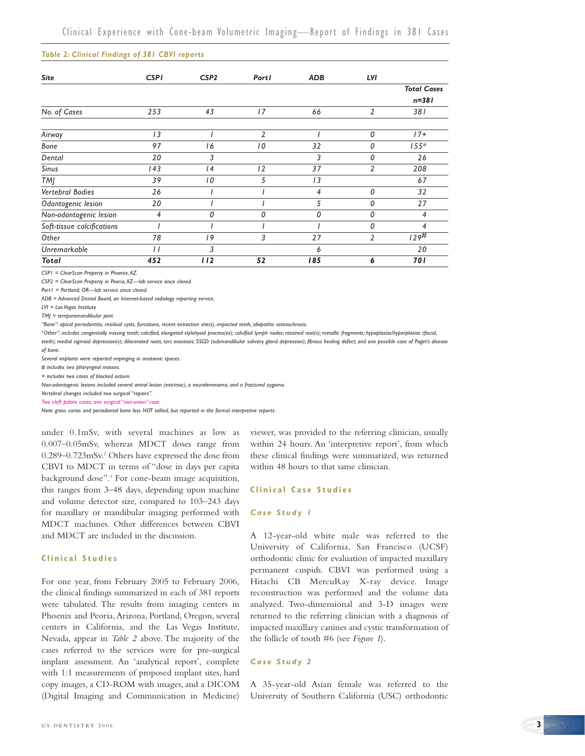*Table 2: Clinical Findings of 381 CBVI reports*

| Site | CSP1 | CSP2 | Port1 | ADB | LVI | Total Cases n=381 |
|---|---|---|---|---|---|---|
| No. of Cases | 253 | 43 | 17 | 66 | 2 | 381 |
| Airway | 13 | 1 | 2 | 1 | 0 | 17+ |
| Bone | 97 | 16 | 10 | 32 | 0 | 155* |
| Dental | 20 | 3 | | 3 | 0 | 26 |
| Sinus | 143 | 14 | 12 | 37 | 2 | 208 |
| TMJ | 39 | 10 | 5 | 13 | | 67 |
| Vertebral Bodies | 26 | 1 | 1 | 4 | 0 | 32 |
| Odontogenic lesion | 20 | 1 | 1 | 5 | 0 | 27 |
| Non-odontogenic lesion | 4 | 0 | 0 | 0 | 0 | 4 |
| Soft-tissue calcifications | 1 | 1 | 1 | 1 | 0 | 4 |
| Other | 78 | 19 | 3 | 27 | 2 | 129# |
| Unremarkable | 11 | 3 | | 6 | | 20 |
| **Total** | **452** | **112** | **52** | **185** | **6** | **701** |

CSP1 = ClearScan Property in Phoenix, AZ.
CSP2 = ClearScan Property in Peoria, AZ—lab service since closed.
Port1 = Portland, OR—lab service since closed.
ADB = Advanced Dental Board, an Internet-based radiology reporting service.
LVI = Las Vegas Institute
TMJ = temporomandibular joint.
"Bone": apical periodontitis, residual cysts, furcations, recent extraction site(s), impacted teeth, idiopathic osteosclerosis.
"Other": includes congenitally missing teeth; calcified, elongated stylohyoid process(es); calcified lymph nodes; retained root(s); metallic fragments; hypoplasias/hyperplasias (facial, teeth); medial sigmoid depression(s); dilacerated roots; tori; enostosis; SSGD (submandibular salivary gland depression); fibrous healing defect; and one possible case of Paget's disease of bone.
Several implants were reported impinging in anatomic spaces.
# includes two pharyngeal masses.
+ includes two cases of blocked ostium.
Non-odontogenic lesions included several antral lesion (extrinsic), a neurolemmoma, and a fractured zygoma.
Vertebral changes included two surgical "repairs".
Two cleft palate cases, one surgical "non-union" case.
Note: gross caries and periodontal bone loss NOT tallied, but reported in the formal interpretive reports.

under 0.1mSv, with several machines as low as 0.007–0.05mSv, whereas MDCT doses range from 0.289–0.723mSv.[2] Others have expressed the dose from CBVI to MDCT in terms of "dose in days per capita background dose".[3] For cone-beam image acquisition, this ranges from 3–48 days, depending upon machine and volume detector size, compared to 103–243 days for maxillary or mandibular imaging performed with MDCT machines. Other differences between CBVI and MDCT are included in the discussion.

## Clinical Studies

For one year, from February 2005 to February 2006, the clinical findings summarized in each of 381 reports were tabulated. The results from imaging centers in Phoenix and Peoria, Arizona, Portland, Oregon, several centers in California, and the Las Vegas Institute, Nevada, appear in *Table 2* above. The majority of the cases referred to the services were for pre-surgical implant assessment. An 'analytical report', complete with 1:1 measurements of proposed implant sites, hard copy images, a CD-ROM with images, and a DICOM (Digital Imaging and Communication in Medicine) viewer, was provided to the referring clinician, usually within 24 hours. An 'interpretive report', from which these clinical findings were summarized, was returned within 48 hours to that same clinician.

## Clinical Case Studies

### Case Study 1

A 12-year-old white male was referred to the University of California, San Francisco (UCSF) orthodontic clinic for evaluation of impacted maxillary permanent cuspids. CBVI was performed using a Hitachi CB MercuRay X-ray device. Image reconstruction was performed and the volume data analyzed. Two-dimensional and 3-D images were returned to the referring clinician with a diagnosis of impacted maxillary canines and cystic transformation of the follicle of tooth #6 (see *Figure 1*).

### Case Study 2

A 35-year-old Asian female was referred to the University of Southern California (USC) orthodontic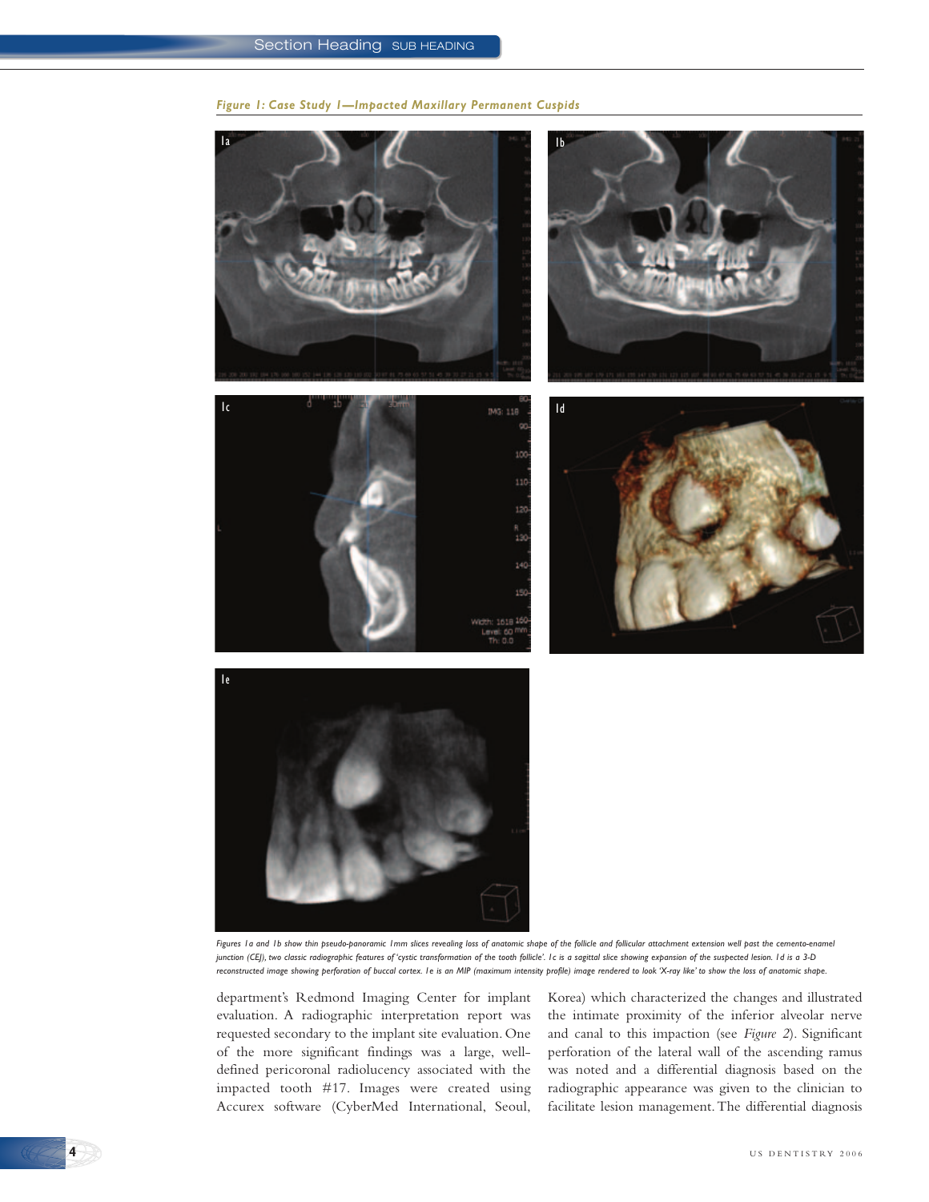*Figure 1: Case Study 1—Impacted Maxillary Permanent Cuspids*

*Figures 1a and 1b show thin pseudo-panoramic 1mm slices revealing loss of anatomic shape of the follicle and follicular attachment extension well past the cemento-enamel junction (CEJ), two classic radiographic features of 'cystic transformation of the tooth follicle'. 1c is a sagittal slice showing expansion of the suspected lesion. 1d is a 3-D reconstructed image showing perforation of buccal cortex. 1e is an MIP (maximum intensity profile) image rendered to look 'X-ray like' to show the loss of anatomic shape.*

department's Redmond Imaging Center for implant evaluation. A radiographic interpretation report was requested secondary to the implant site evaluation. One of the more significant findings was a large, well-defined pericoronal radiolucency associated with the impacted tooth #17. Images were created using Accurex software (CyberMed International, Seoul, Korea) which characterized the changes and illustrated the intimate proximity of the inferior alveolar nerve and canal to this impaction (see *Figure 2*). Significant perforation of the lateral wall of the ascending ramus was noted and a differential diagnosis based on the radiographic appearance was given to the clinician to facilitate lesion management. The differential diagnosis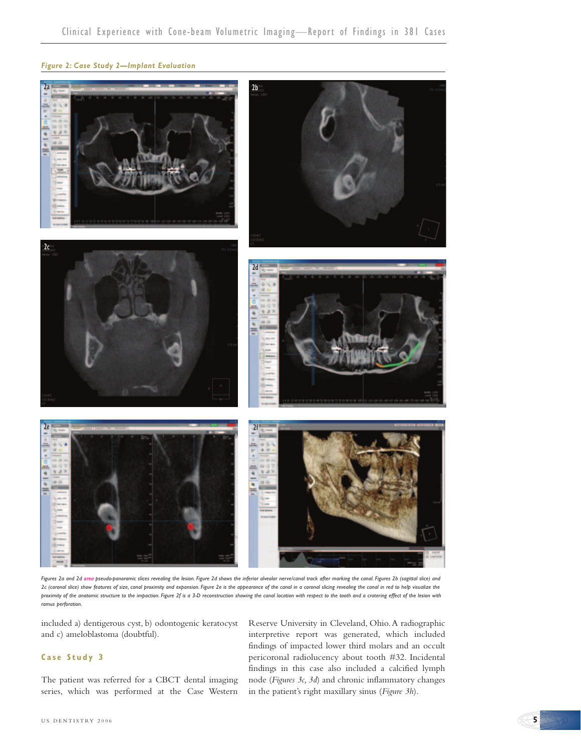*Figure 2: Case Study 2—Implant Evaluation*

*Figures 2a and 2d area pseudo-panoramic slices revealing the lesion. Figure 2d shows the inferior alveolar nerve/canal track after marking the canal. Figures 2b (sagittal slice) and 2c (coronal slice) show features of size, canal proximity and expansion. Figure 2e is the appearance of the canal in a coronal slicing revealing the canal in red to help visualize the proximity of the anatomic structure to the impaction. Figure 2f is a 3-D reconstruction showing the canal location with respect to the tooth and a cratering effect of the lesion with ramus perforation.*

included a) dentigerous cyst, b) odontogenic keratocyst and c) ameloblastoma (doubtful).

### Case Study 3

The patient was referred for a CBCT dental imaging series, which was performed at the Case Western Reserve University in Cleveland, Ohio. A radiographic interpretive report was generated, which included findings of impacted lower third molars and an occult pericoronal radiolucency about tooth #32. Incidental findings in this case also included a calcified lymph node (*Figures 3c, 3d*) and chronic inflammatory changes in the patient's right maxillary sinus (*Figure 3h*).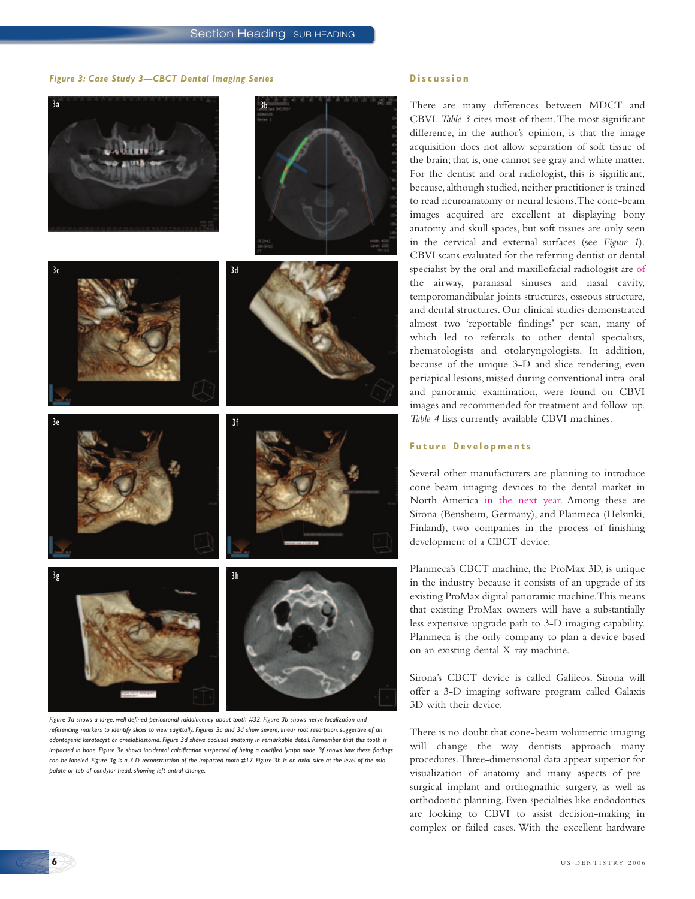*Figure 3: Case Study 3—CBCT Dental Imaging Series*

*Figure 3a shows a large, well-defined pericoronal raidolucency about tooth #32. Figure 3b shows nerve localization and referencing markers to identify slices to view sagittally. Figures 3c and 3d show severe, linear root resorption, suggestive of an odontogenic keratocyst or ameloblastoma. Figure 3d shows occlusal anatomy in remarkable detail. Remember that this tooth is impacted in bone. Figure 3e shows incidental calcification suspected of being a calcified lymph node. 3f shows how these findings can be labeled. Figure 3g is a 3-D reconstruction of the impacted tooth #17. Figure 3h is an axial slice at the level of the mid-palate or top of condylar head, showing left antral change.*

## Discussion

There are many differences between MDCT and CBVI. *Table 3* cites most of them. The most significant difference, in the author's opinion, is that the image acquisition does not allow separation of soft tissue of the brain; that is, one cannot see gray and white matter. For the dentist and oral radiologist, this is significant, because, although studied, neither practitioner is trained to read neuroanatomy or neural lesions. The cone-beam images acquired are excellent at displaying bony anatomy and skull spaces, but soft tissues are only seen in the cervical and external surfaces (see *Figure 1*). CBVI scans evaluated for the referring dentist or dental specialist by the oral and maxillofacial radiologist are of the airway, paranasal sinuses and nasal cavity, temporomandibular joints structures, osseous structure, and dental structures. Our clinical studies demonstrated almost two 'reportable findings' per scan, many of which led to referrals to other dental specialists, rhematologists and otolaryngologists. In addition, because of the unique 3-D and slice rendering, even periapical lesions, missed during conventional intra-oral and panoramic examination, were found on CBVI images and recommended for treatment and follow-up. *Table 4* lists currently available CBVI machines.

## Future Developments

Several other manufacturers are planning to introduce cone-beam imaging devices to the dental market in North America in the next year. Among these are Sirona (Bensheim, Germany), and Planmeca (Helsinki, Finland), two companies in the process of finishing development of a CBCT device.

Planmeca's CBCT machine, the ProMax 3D, is unique in the industry because it consists of an upgrade of its existing ProMax digital panoramic machine. This means that existing ProMax owners will have a substantially less expensive upgrade path to 3-D imaging capability. Planmeca is the only company to plan a device based on an existing dental X-ray machine.

Sirona's CBCT device is called Galileos. Sirona will offer a 3-D imaging software program called Galaxis 3D with their device.

There is no doubt that cone-beam volumetric imaging will change the way dentists approach many procedures. Three-dimensional data appear superior for visualization of anatomy and many aspects of pre-surgical implant and orthognathic surgery, as well as orthodontic planning. Even specialties like endodontics are looking to CBVI to assist decision-making in complex or failed cases. With the excellent hardware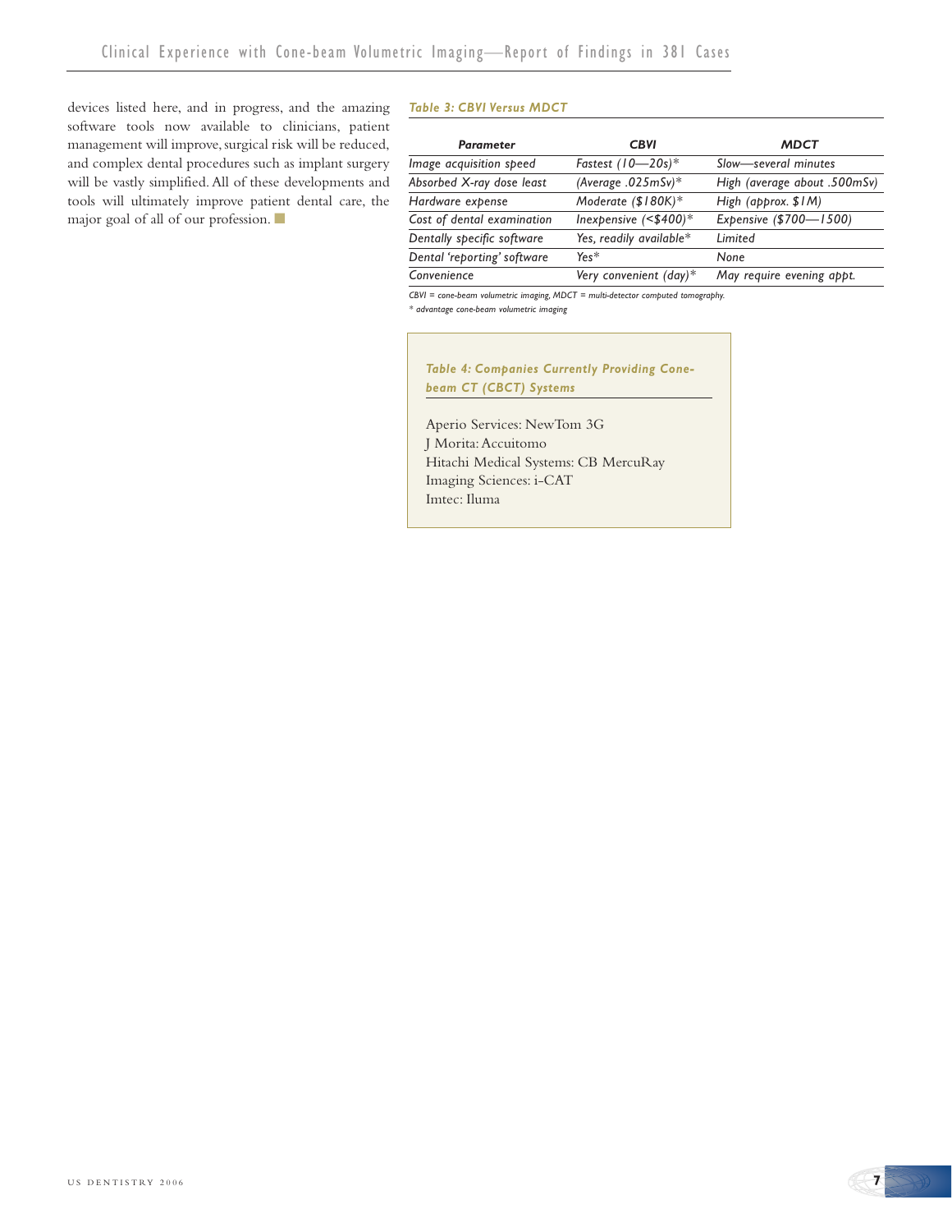devices listed here, and in progress, and the amazing software tools now available to clinicians, patient management will improve, surgical risk will be reduced, and complex dental procedures such as implant surgery will be vastly simplified. All of these developments and tools will ultimately improve patient dental care, the major goal of all of our profession. ■

***Table 3: CBVI Versus MDCT***

| Parameter | CBVI | MDCT |
|---|---|---|
| Image acquisition speed | Fastest (10—20s)* | Slow—several minutes |
| Absorbed X-ray dose least | (Average .025mSv)* | High (average about .500mSv) |
| Hardware expense | Moderate ($180K)* | High (approx. $1M) |
| Cost of dental examination | Inexpensive (<$400)* | Expensive ($700—1500) |
| Dentally specific software | Yes, readily available* | Limited |
| Dental 'reporting' software | Yes* | None |
| Convenience | Very convenient (day)* | May require evening appt. |

*CBVI = cone-beam volumetric imaging, MDCT = multi-detector computed tomography.*

*\* advantage cone-beam volumetric imaging*

***Table 4: Companies Currently Providing Cone-beam CT (CBCT) Systems***

Aperio Services: NewTom 3G
J Morita: Accuitomo
Hitachi Medical Systems: CB MercuRay
Imaging Sciences: i-CAT
Imtec: Iluma